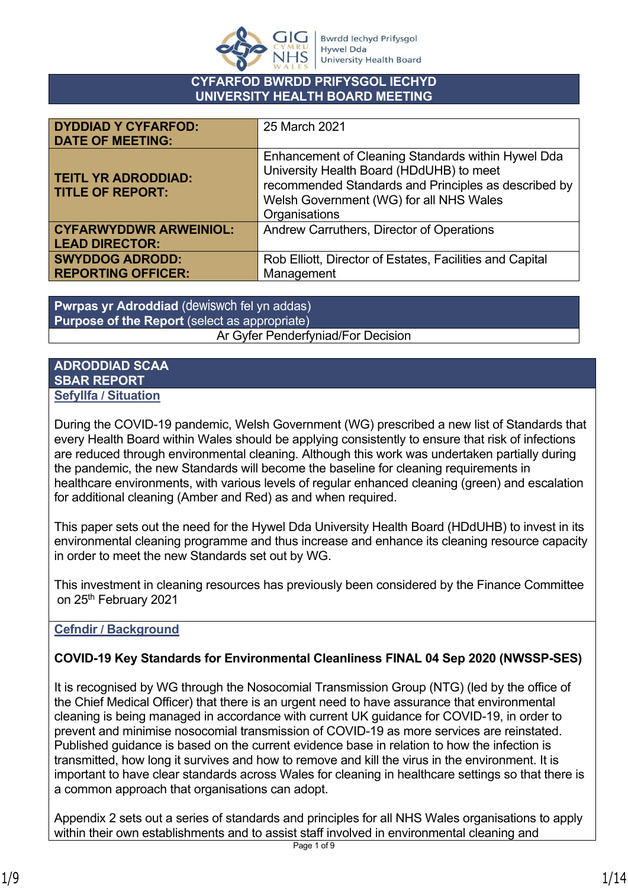# CYFARFOD BWRDD PRIFYSGOL IECHYD
# UNIVERSITY HEALTH BOARD MEETING

| | |
|---|---|
| **DYDDIAD Y CYFARFOD: DATE OF MEETING:** | 25 March 2021 |
| **TEITL YR ADRODDIAD: TITLE OF REPORT:** | Enhancement of Cleaning Standards within Hywel Dda University Health Board (HDdUHB) to meet recommended Standards and Principles as described by Welsh Government (WG) for all NHS Wales Organisations |
| **CYFARWYDDWR ARWEINIOL: LEAD DIRECTOR:** | Andrew Carruthers, Director of Operations |
| **SWYDDOG ADRODD: REPORTING OFFICER:** | Rob Elliott, Director of Estates, Facilities and Capital Management |

| **Pwrpas yr Adroddiad** (dewiswch fel yn addas) **Purpose of the Report** (select as appropriate) |
|---|
| Ar Gyfer Penderfyniad/For Decision |

## ADRODDIAD SCAA
## SBAR REPORT

### Sefyllfa / Situation

During the COVID-19 pandemic, Welsh Government (WG) prescribed a new list of Standards that every Health Board within Wales should be applying consistently to ensure that risk of infections are reduced through environmental cleaning. Although this work was undertaken partially during the pandemic, the new Standards will become the baseline for cleaning requirements in healthcare environments, with various levels of regular enhanced cleaning (green) and escalation for additional cleaning (Amber and Red) as and when required.

This paper sets out the need for the Hywel Dda University Health Board (HDdUHB) to invest in its environmental cleaning programme and thus increase and enhance its cleaning resource capacity in order to meet the new Standards set out by WG.

This investment in cleaning resources has previously been considered by the Finance Committee on 25th February 2021

### Cefndir / Background

**COVID-19 Key Standards for Environmental Cleanliness FINAL 04 Sep 2020 (NWSSP-SES)**

It is recognised by WG through the Nosocomial Transmission Group (NTG) (led by the office of the Chief Medical Officer) that there is an urgent need to have assurance that environmental cleaning is being managed in accordance with current UK guidance for COVID-19, in order to prevent and minimise nosocomial transmission of COVID-19 as more services are reinstated. Published guidance is based on the current evidence base in relation to how the infection is transmitted, how long it survives and how to remove and kill the virus in the environment. It is important to have clear standards across Wales for cleaning in healthcare settings so that there is a common approach that organisations can adopt.

Appendix 2 sets out a series of standards and principles for all NHS Wales organisations to apply within their own establishments and to assist staff involved in environmental cleaning and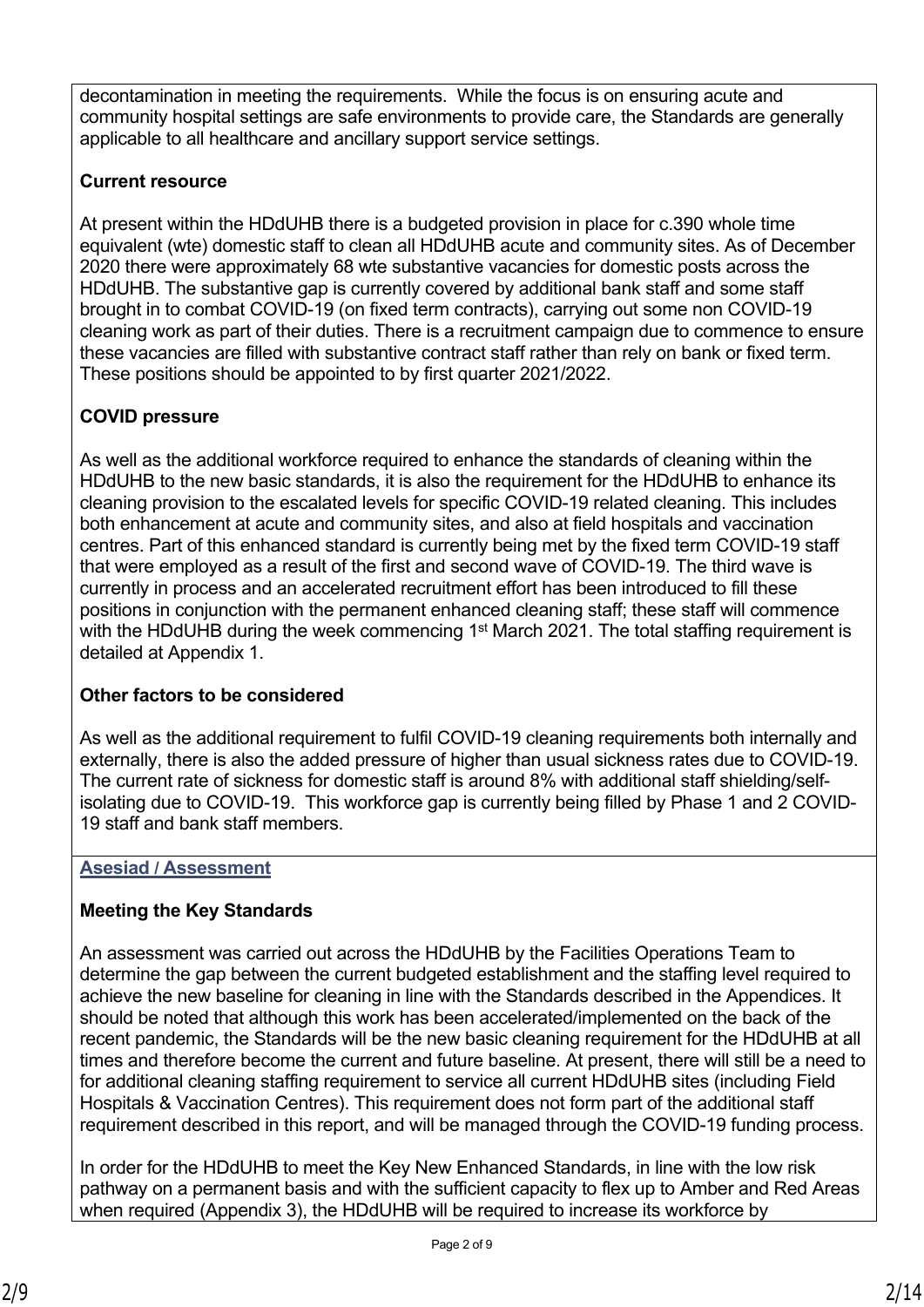decontamination in meeting the requirements. While the focus is on ensuring acute and community hospital settings are safe environments to provide care, the Standards are generally applicable to all healthcare and ancillary support service settings.

**Current resource**

At present within the HDdUHB there is a budgeted provision in place for c.390 whole time equivalent (wte) domestic staff to clean all HDdUHB acute and community sites. As of December 2020 there were approximately 68 wte substantive vacancies for domestic posts across the HDdUHB. The substantive gap is currently covered by additional bank staff and some staff brought in to combat COVID-19 (on fixed term contracts), carrying out some non COVID-19 cleaning work as part of their duties. There is a recruitment campaign due to commence to ensure these vacancies are filled with substantive contract staff rather than rely on bank or fixed term. These positions should be appointed to by first quarter 2021/2022.

**COVID pressure**

As well as the additional workforce required to enhance the standards of cleaning within the HDdUHB to the new basic standards, it is also the requirement for the HDdUHB to enhance its cleaning provision to the escalated levels for specific COVID-19 related cleaning. This includes both enhancement at acute and community sites, and also at field hospitals and vaccination centres. Part of this enhanced standard is currently being met by the fixed term COVID-19 staff that were employed as a result of the first and second wave of COVID-19. The third wave is currently in process and an accelerated recruitment effort has been introduced to fill these positions in conjunction with the permanent enhanced cleaning staff; these staff will commence with the HDdUHB during the week commencing 1st March 2021. The total staffing requirement is detailed at Appendix 1.

**Other factors to be considered**

As well as the additional requirement to fulfil COVID-19 cleaning requirements both internally and externally, there is also the added pressure of higher than usual sickness rates due to COVID-19. The current rate of sickness for domestic staff is around 8% with additional staff shielding/self-isolating due to COVID-19. This workforce gap is currently being filled by Phase 1 and 2 COVID-19 staff and bank staff members.

## Asesiad / Assessment

**Meeting the Key Standards**

An assessment was carried out across the HDdUHB by the Facilities Operations Team to determine the gap between the current budgeted establishment and the staffing level required to achieve the new baseline for cleaning in line with the Standards described in the Appendices. It should be noted that although this work has been accelerated/implemented on the back of the recent pandemic, the Standards will be the new basic cleaning requirement for the HDdUHB at all times and therefore become the current and future baseline. At present, there will still be a need to for additional cleaning staffing requirement to service all current HDdUHB sites (including Field Hospitals & Vaccination Centres). This requirement does not form part of the additional staff requirement described in this report, and will be managed through the COVID-19 funding process.

In order for the HDdUHB to meet the Key New Enhanced Standards, in line with the low risk pathway on a permanent basis and with the sufficient capacity to flex up to Amber and Red Areas when required (Appendix 3), the HDdUHB will be required to increase its workforce by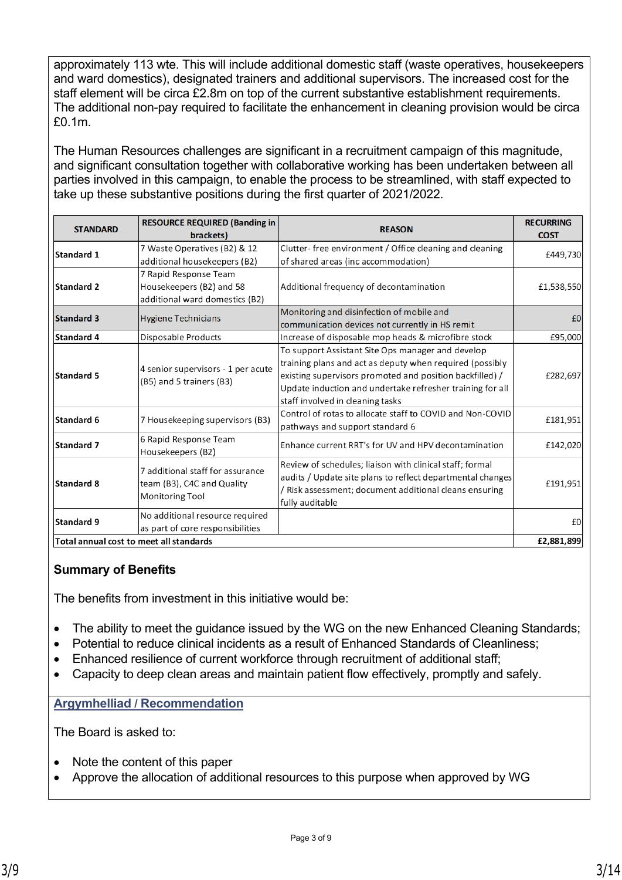approximately 113 wte. This will include additional domestic staff (waste operatives, housekeepers and ward domestics), designated trainers and additional supervisors. The increased cost for the staff element will be circa £2.8m on top of the current substantive establishment requirements. The additional non-pay required to facilitate the enhancement in cleaning provision would be circa £0.1m.

The Human Resources challenges are significant in a recruitment campaign of this magnitude, and significant consultation together with collaborative working has been undertaken between all parties involved in this campaign, to enable the process to be streamlined, with staff expected to take up these substantive positions during the first quarter of 2021/2022.

| STANDARD | RESOURCE REQUIRED (Banding in brackets) | REASON | RECURRING COST |
|---|---|---|---|
| **Standard 1** | 7 Waste Operatives (B2) & 12 additional housekeepers (B2) | Clutter- free environment / Office cleaning and cleaning of shared areas (inc accommodation) | £449,730 |
| **Standard 2** | 7 Rapid Response Team Housekeepers (B2) and 58 additional ward domestics (B2) | Additional frequency of decontamination | £1,538,550 |
| **Standard 3** | Hygiene Technicians | Monitoring and disinfection of mobile and communication devices not currently in HS remit | £0 |
| **Standard 4** | Disposable Products | Increase of disposable mop heads & microfibre stock | £95,000 |
| **Standard 5** | 4 senior supervisors - 1 per acute (B5) and 5 trainers (B3) | To support Assistant Site Ops manager and develop training plans and act as deputy when required (possibly existing supervisors promoted and position backfilled) / Update induction and undertake refresher training for all staff involved in cleaning tasks | £282,697 |
| **Standard 6** | 7 Housekeeping supervisors (B3) | Control of rotas to allocate staff to COVID and Non-COVID pathways and support standard 6 | £181,951 |
| **Standard 7** | 6 Rapid Response Team Housekeepers (B2) | Enhance current RRT's for UV and HPV decontamination | £142,020 |
| **Standard 8** | 7 additional staff for assurance team (B3), C4C and Quality Monitoring Tool | Review of schedules; liaison with clinical staff; formal audits / Update site plans to reflect departmental changes / Risk assessment; document additional cleans ensuring fully auditable | £191,951 |
| **Standard 9** | No additional resource required as part of core responsibilities | | £0 |
| **Total annual cost to meet all standards** | | | **£2,881,899** |

**Summary of Benefits**

The benefits from investment in this initiative would be:

- The ability to meet the guidance issued by the WG on the new Enhanced Cleaning Standards;
- Potential to reduce clinical incidents as a result of Enhanced Standards of Cleanliness;
- Enhanced resilience of current workforce through recruitment of additional staff;
- Capacity to deep clean areas and maintain patient flow effectively, promptly and safely.

## Argymhelliad / Recommendation

The Board is asked to:

- Note the content of this paper
- Approve the allocation of additional resources to this purpose when approved by WG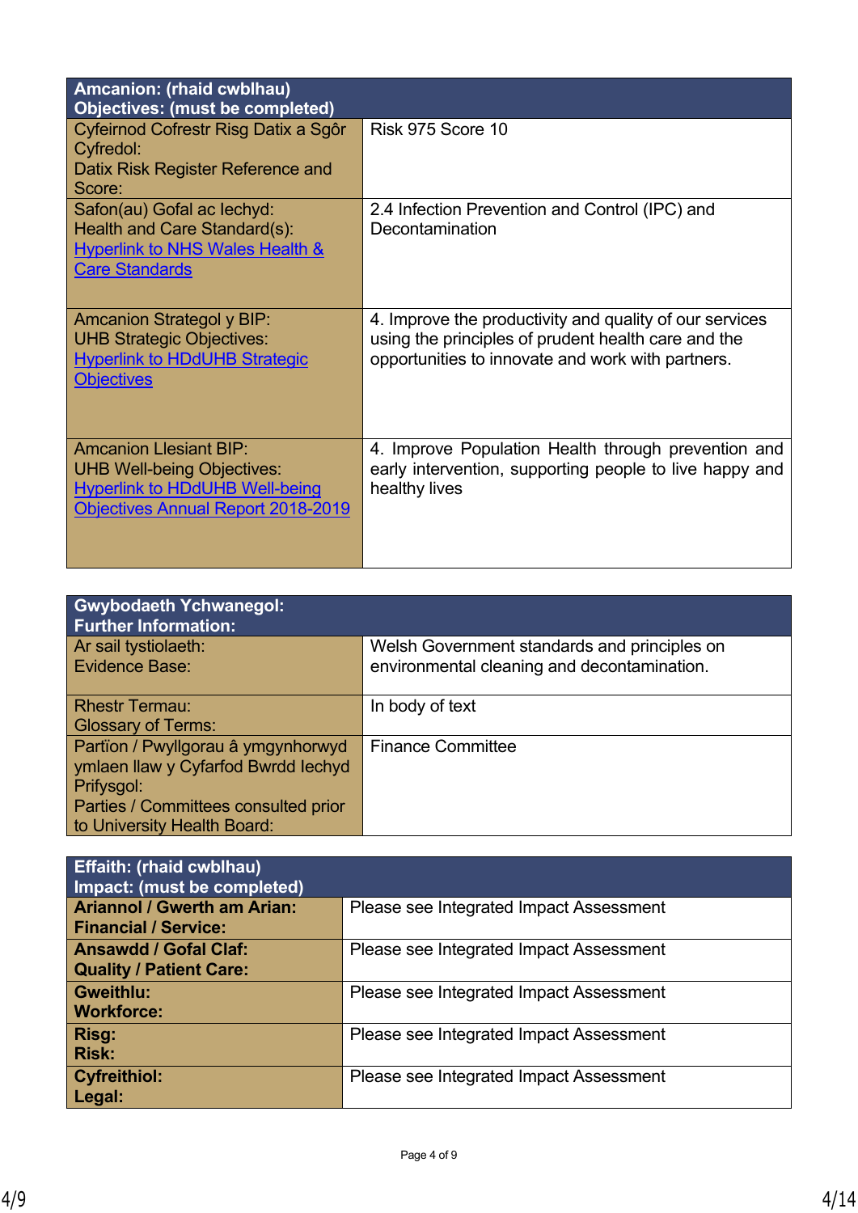| **Amcanion: (rhaid cwblhau)<br>Objectives: (must be completed)** | |
|---|---|
| Cyfeirnod Cofrestr Risg Datix a Sgôr Cyfredol:<br>Datix Risk Register Reference and Score: | Risk 975 Score 10 |
| Safon(au) Gofal ac Iechyd:<br>Health and Care Standard(s):<br>[Hyperlink to NHS Wales Health & Care Standards] | 2.4 Infection Prevention and Control (IPC) and Decontamination |
| Amcanion Strategol y BIP:<br>UHB Strategic Objectives:<br>[Hyperlink to HDdUHB Strategic Objectives] | 4. Improve the productivity and quality of our services using the principles of prudent health care and the opportunities to innovate and work with partners. |
| Amcanion Llesiant BIP:<br>UHB Well-being Objectives:<br>[Hyperlink to HDdUHB Well-being Objectives Annual Report 2018-2019] | 4. Improve Population Health through prevention and early intervention, supporting people to live happy and healthy lives |

| **Gwybodaeth Ychwanegol:<br>Further Information:** | |
|---|---|
| Ar sail tystiolaeth:<br>Evidence Base: | Welsh Government standards and principles on environmental cleaning and decontamination. |
| Rhestr Termau:<br>Glossary of Terms: | In body of text |
| Partïon / Pwyllgorau â ymgynhorwyd ymlaen llaw y Cyfarfod Bwrdd Iechyd Prifysgol:<br>Parties / Committees consulted prior to University Health Board: | Finance Committee |

| **Effaith: (rhaid cwblhau)<br>Impact: (must be completed)** | |
|---|---|
| **Ariannol / Gwerth am Arian:<br>Financial / Service:** | Please see Integrated Impact Assessment |
| **Ansawdd / Gofal Claf:<br>Quality / Patient Care:** | Please see Integrated Impact Assessment |
| **Gweithlu:<br>Workforce:** | Please see Integrated Impact Assessment |
| **Risg:<br>Risk:** | Please see Integrated Impact Assessment |
| **Cyfreithiol:<br>Legal:** | Please see Integrated Impact Assessment |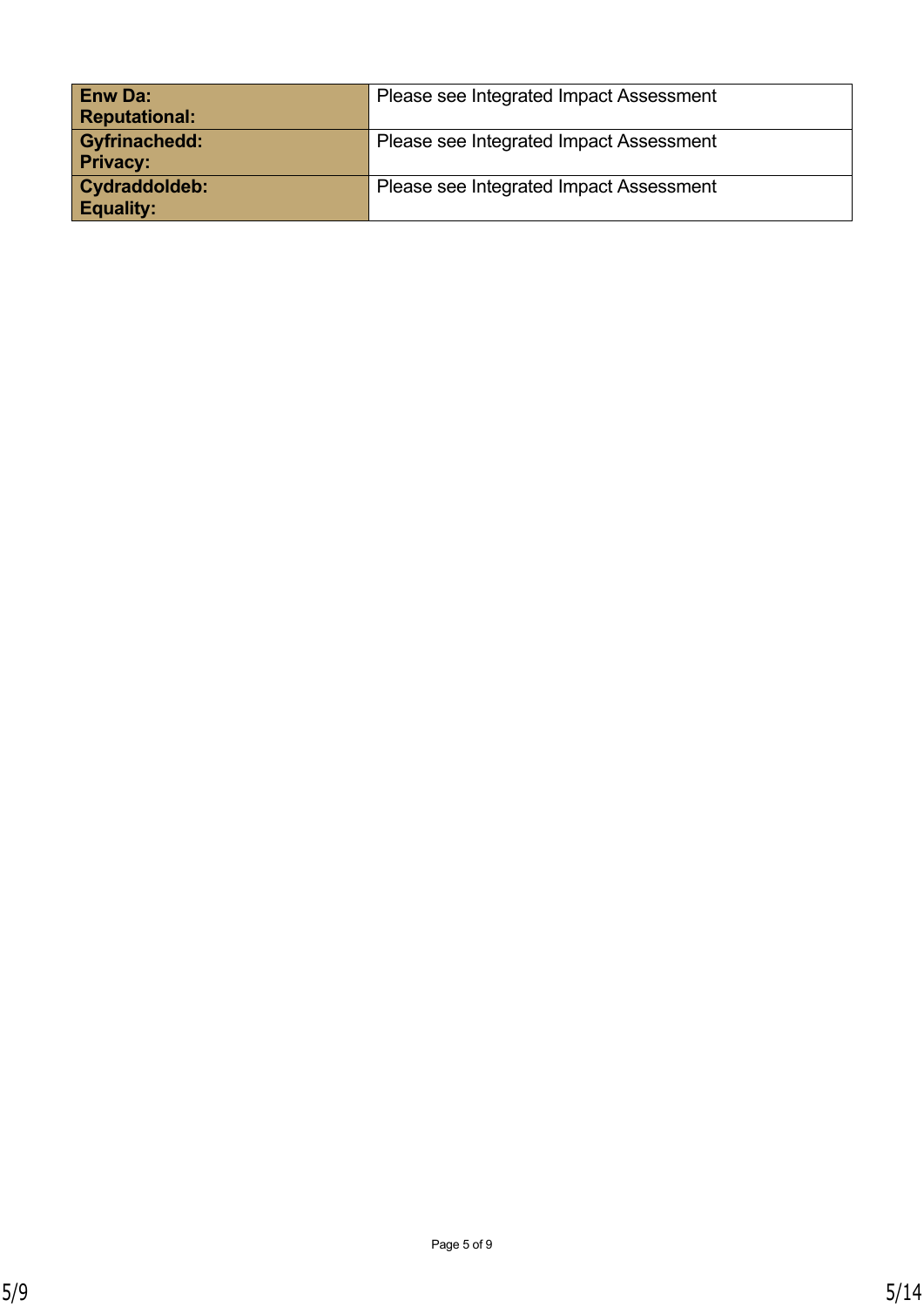| | |
|---|---|
| **Enw Da:** **Reputational:** | Please see Integrated Impact Assessment |
| **Gyfrinachedd:** **Privacy:** | Please see Integrated Impact Assessment |
| **Cydraddoldeb:** **Equality:** | Please see Integrated Impact Assessment |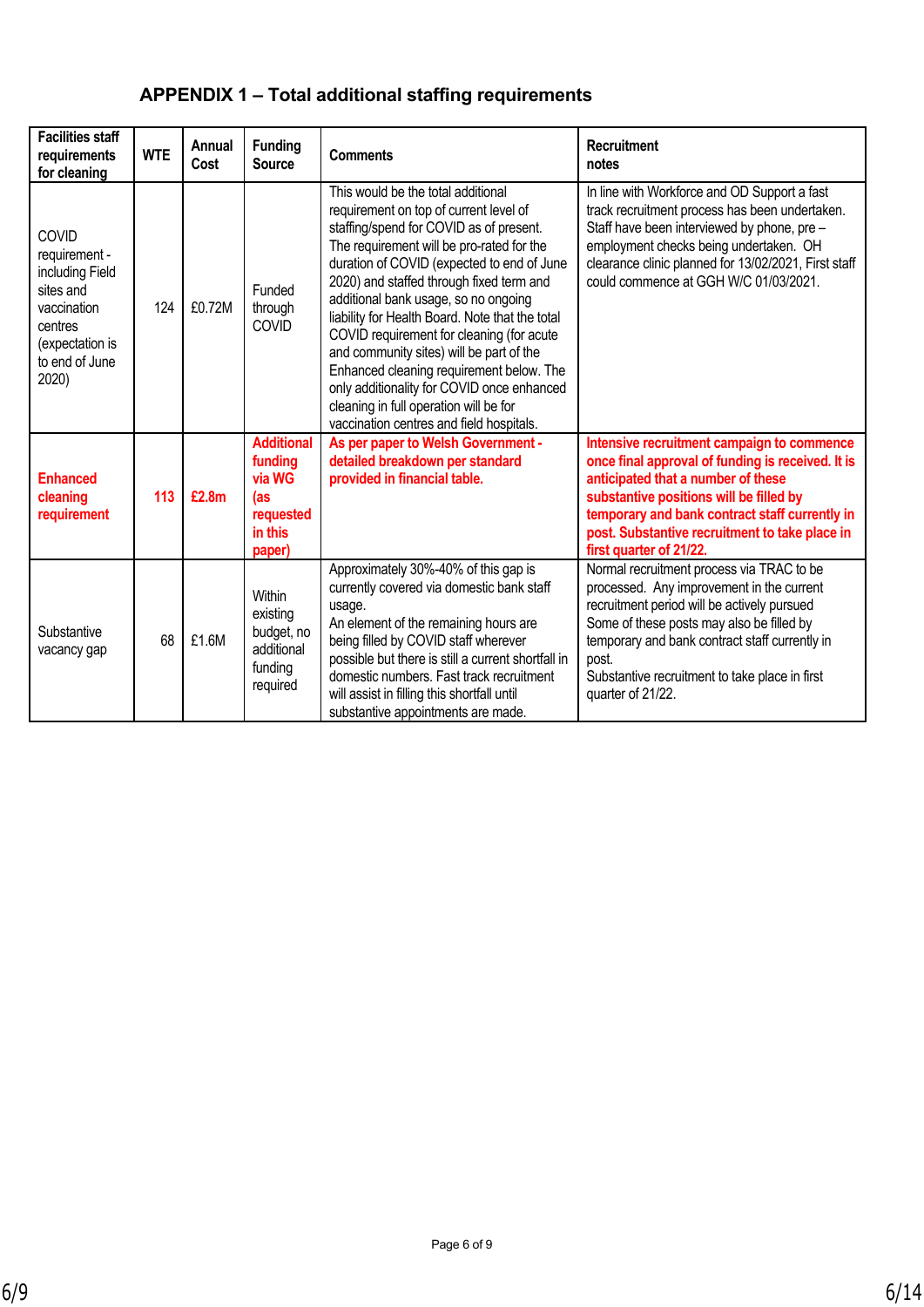## APPENDIX 1 – Total additional staffing requirements

| Facilities staff requirements for cleaning | WTE | Annual Cost | Funding Source | Comments | Recruitment notes |
|---|---|---|---|---|---|
| COVID requirement - including Field sites and vaccination centres (expectation is to end of June 2020) | 124 | £0.72M | Funded through COVID | This would be the total additional requirement on top of current level of staffing/spend for COVID as of present. The requirement will be pro-rated for the duration of COVID (expected to end of June 2020) and staffed through fixed term and additional bank usage, so no ongoing liability for Health Board. Note that the total COVID requirement for cleaning (for acute and community sites) will be part of the Enhanced cleaning requirement below. The only additionality for COVID once enhanced cleaning in full operation will be for vaccination centres and field hospitals. | In line with Workforce and OD Support a fast track recruitment process has been undertaken. Staff have been interviewed by phone, pre – employment checks being undertaken. OH clearance clinic planned for 13/02/2021, First staff could commence at GGH W/C 01/03/2021. |
| **Enhanced cleaning requirement** | **113** | **£2.8m** | **Additional funding via WG (as requested in this paper)** | **As per paper to Welsh Government - detailed breakdown per standard provided in financial table.** | **Intensive recruitment campaign to commence once final approval of funding is received. It is anticipated that a number of these substantive positions will be filled by temporary and bank contract staff currently in post. Substantive recruitment to take place in first quarter of 21/22.** |
| Substantive vacancy gap | 68 | £1.6M | Within existing budget, no additional funding required | Approximately 30%-40% of this gap is currently covered via domestic bank staff usage. An element of the remaining hours are being filled by COVID staff wherever possible but there is still a current shortfall in domestic numbers. Fast track recruitment will assist in filling this shortfall until substantive appointments are made. | Normal recruitment process via TRAC to be processed. Any improvement in the current recruitment period will be actively pursued Some of these posts may also be filled by temporary and bank contract staff currently in post. Substantive recruitment to take place in first quarter of 21/22. |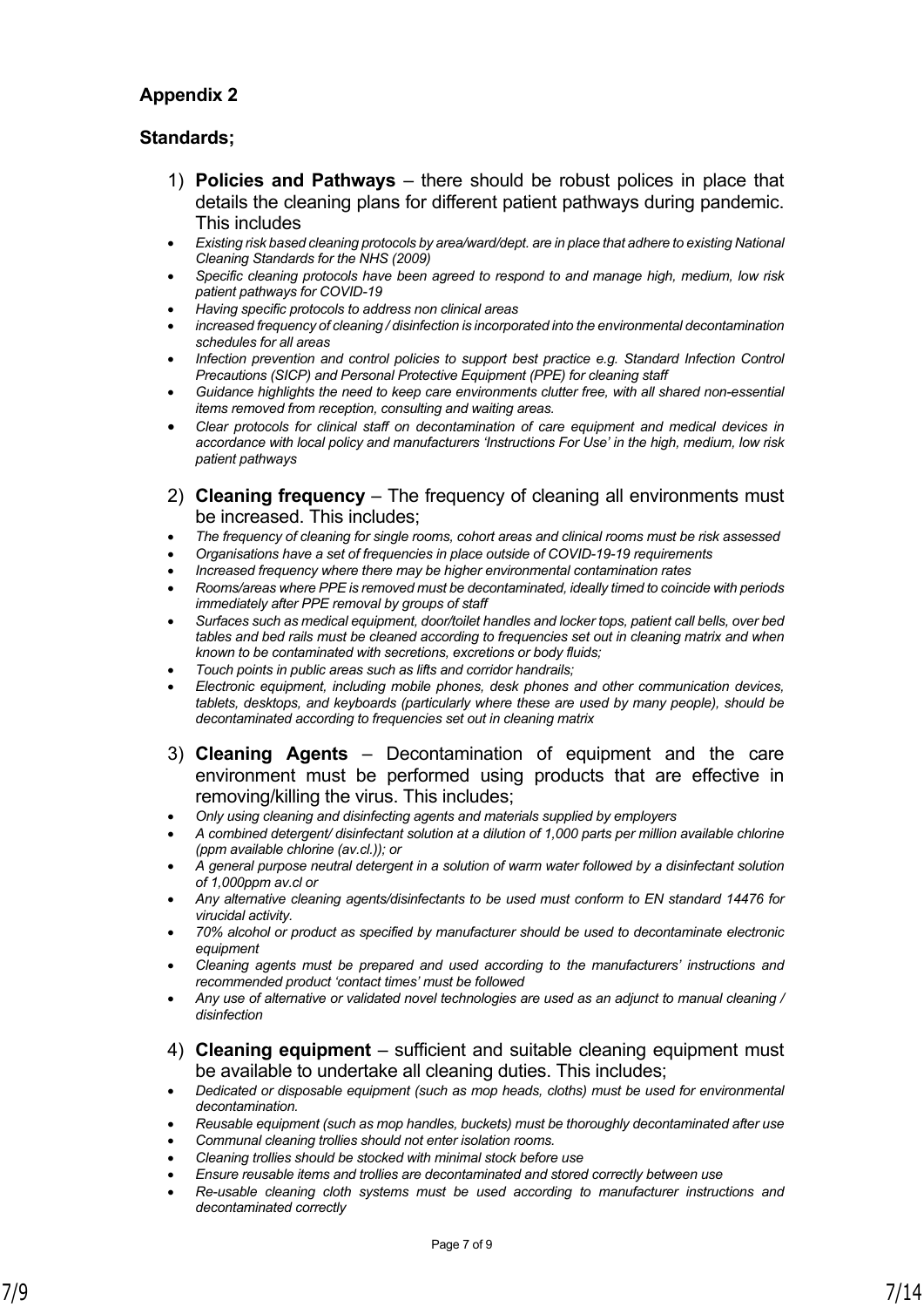**Appendix 2**

**Standards;**

1) **Policies and Pathways** – there should be robust polices in place that details the cleaning plans for different patient pathways during pandemic. This includes

- *Existing risk based cleaning protocols by area/ward/dept. are in place that adhere to existing National Cleaning Standards for the NHS (2009)*
- *Specific cleaning protocols have been agreed to respond to and manage high, medium, low risk patient pathways for COVID-19*
- *Having specific protocols to address non clinical areas*
- *increased frequency of cleaning / disinfection is incorporated into the environmental decontamination schedules for all areas*
- *Infection prevention and control policies to support best practice e.g. Standard Infection Control Precautions (SICP) and Personal Protective Equipment (PPE) for cleaning staff*
- *Guidance highlights the need to keep care environments clutter free, with all shared non-essential items removed from reception, consulting and waiting areas.*
- *Clear protocols for clinical staff on decontamination of care equipment and medical devices in accordance with local policy and manufacturers 'Instructions For Use' in the high, medium, low risk patient pathways*

2) **Cleaning frequency** – The frequency of cleaning all environments must be increased. This includes;

- *The frequency of cleaning for single rooms, cohort areas and clinical rooms must be risk assessed*
- *Organisations have a set of frequencies in place outside of COVID-19-19 requirements*
- *Increased frequency where there may be higher environmental contamination rates*
- *Rooms/areas where PPE is removed must be decontaminated, ideally timed to coincide with periods immediately after PPE removal by groups of staff*
- *Surfaces such as medical equipment, door/toilet handles and locker tops, patient call bells, over bed tables and bed rails must be cleaned according to frequencies set out in cleaning matrix and when known to be contaminated with secretions, excretions or body fluids;*
- *Touch points in public areas such as lifts and corridor handrails;*
- *Electronic equipment, including mobile phones, desk phones and other communication devices, tablets, desktops, and keyboards (particularly where these are used by many people), should be decontaminated according to frequencies set out in cleaning matrix*

3) **Cleaning Agents** – Decontamination of equipment and the care environment must be performed using products that are effective in removing/killing the virus. This includes;

- *Only using cleaning and disinfecting agents and materials supplied by employers*
- *A combined detergent/ disinfectant solution at a dilution of 1,000 parts per million available chlorine (ppm available chlorine (av.cl.)); or*
- *A general purpose neutral detergent in a solution of warm water followed by a disinfectant solution of 1,000ppm av.cl or*
- *Any alternative cleaning agents/disinfectants to be used must conform to EN standard 14476 for virucidal activity.*
- *70% alcohol or product as specified by manufacturer should be used to decontaminate electronic equipment*
- *Cleaning agents must be prepared and used according to the manufacturers' instructions and recommended product 'contact times' must be followed*
- *Any use of alternative or validated novel technologies are used as an adjunct to manual cleaning / disinfection*

4) **Cleaning equipment** – sufficient and suitable cleaning equipment must be available to undertake all cleaning duties. This includes;

- *Dedicated or disposable equipment (such as mop heads, cloths) must be used for environmental decontamination.*
- *Reusable equipment (such as mop handles, buckets) must be thoroughly decontaminated after use*
- *Communal cleaning trollies should not enter isolation rooms.*
- *Cleaning trollies should be stocked with minimal stock before use*
- *Ensure reusable items and trollies are decontaminated and stored correctly between use*
- *Re-usable cleaning cloth systems must be used according to manufacturer instructions and decontaminated correctly*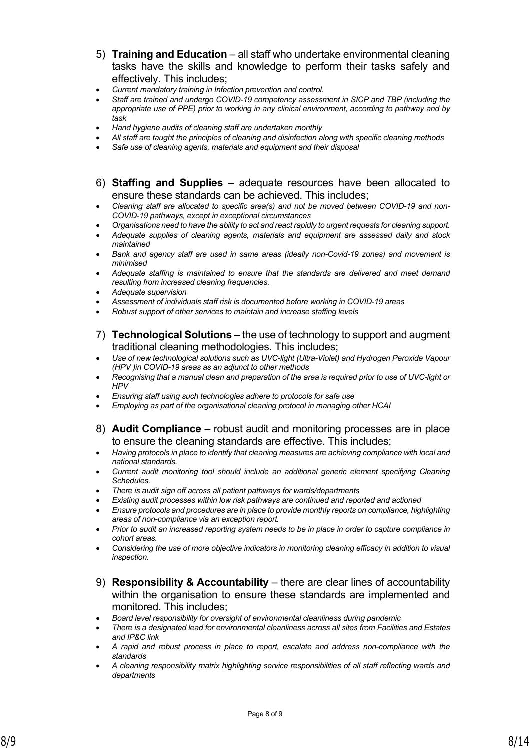5) **Training and Education** – all staff who undertake environmental cleaning tasks have the skills and knowledge to perform their tasks safely and effectively. This includes;

- *Current mandatory training in Infection prevention and control.*
- *Staff are trained and undergo COVID-19 competency assessment in SICP and TBP (including the appropriate use of PPE) prior to working in any clinical environment, according to pathway and by task*
- *Hand hygiene audits of cleaning staff are undertaken monthly*
- *All staff are taught the principles of cleaning and disinfection along with specific cleaning methods*
- *Safe use of cleaning agents, materials and equipment and their disposal*

6) **Staffing and Supplies** – adequate resources have been allocated to ensure these standards can be achieved. This includes;

- *Cleaning staff are allocated to specific area(s) and not be moved between COVID-19 and non-COVID-19 pathways, except in exceptional circumstances*
- *Organisations need to have the ability to act and react rapidly to urgent requests for cleaning support.*
- *Adequate supplies of cleaning agents, materials and equipment are assessed daily and stock maintained*
- *Bank and agency staff are used in same areas (ideally non-Covid-19 zones) and movement is minimised*
- *Adequate staffing is maintained to ensure that the standards are delivered and meet demand resulting from increased cleaning frequencies.*
- *Adequate supervision*
- *Assessment of individuals staff risk is documented before working in COVID-19 areas*
- *Robust support of other services to maintain and increase staffing levels*

7) **Technological Solutions** – the use of technology to support and augment traditional cleaning methodologies. This includes;

- *Use of new technological solutions such as UVC-light (Ultra-Violet) and Hydrogen Peroxide Vapour (HPV )in COVID-19 areas as an adjunct to other methods*
- *Recognising that a manual clean and preparation of the area is required prior to use of UVC-light or HPV*
- *Ensuring staff using such technologies adhere to protocols for safe use*
- *Employing as part of the organisational cleaning protocol in managing other HCAI*

8) **Audit Compliance** – robust audit and monitoring processes are in place to ensure the cleaning standards are effective. This includes;

- *Having protocols in place to identify that cleaning measures are achieving compliance with local and national standards.*
- *Current audit monitoring tool should include an additional generic element specifying Cleaning Schedules.*
- *There is audit sign off across all patient pathways for wards/departments*
- *Existing audit processes within low risk pathways are continued and reported and actioned*
- *Ensure protocols and procedures are in place to provide monthly reports on compliance, highlighting areas of non-compliance via an exception report.*
- *Prior to audit an increased reporting system needs to be in place in order to capture compliance in cohort areas.*
- *Considering the use of more objective indicators in monitoring cleaning efficacy in addition to visual inspection.*

9) **Responsibility & Accountability** – there are clear lines of accountability within the organisation to ensure these standards are implemented and monitored. This includes;

- *Board level responsibility for oversight of environmental cleanliness during pandemic*
- *There is a designated lead for environmental cleanliness across all sites from Facilities and Estates and IP&C link*
- *A rapid and robust process in place to report, escalate and address non-compliance with the standards*
- *A cleaning responsibility matrix highlighting service responsibilities of all staff reflecting wards and departments*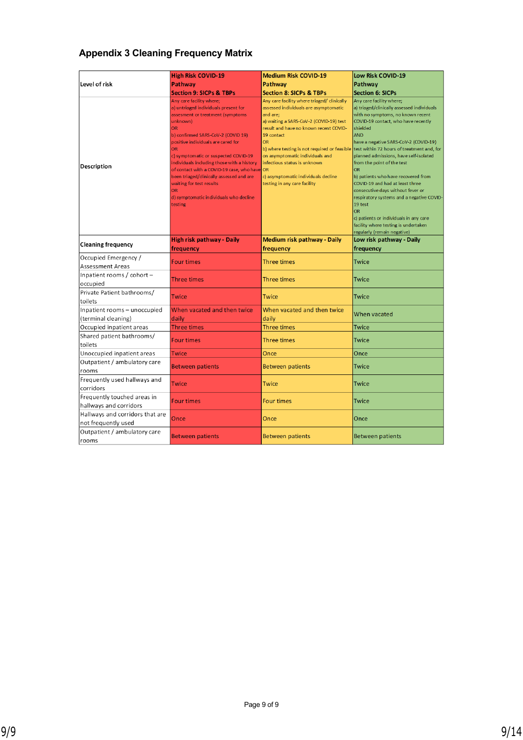## Appendix 3 Cleaning Frequency Matrix

| Level of risk | High Risk COVID-19 Pathway Section 9: SICPs & TBPs | Medium Risk COVID-19 Pathway Section 8: SICPs & TBPs | Low Risk COVID-19 Pathway Section 6: SICPs |
|---|---|---|---|
| Description | Any care facility where; a) untriaged individuals present for assesment or treatment (symptoms unknown) OR b) confirmed SARS-CoV-2 (COVID 19) positive individuals are cared for OR c) symptomatic or suspected COVID-19 individuals including those with a history of contact with a COVID-19 case, who have been triaged/clinically assessed and are waiting for test results OR d) symptomatic individuals who decline testing | Any care facility where triaged/ clinically assessed individuals are asymptomatic and are; a) waiting a SARS-CoV-2 (COVID-19) test result and have no known recent COVID-19 contact OR b) where testing is not required or feasible on asymptomatic individuals and infectious status is unknown OR c) asymptomatic individuals decline testing in any care facility | Any care facility where; a) triaged/clinically assessed individuals with no symptoms, no known recent COVID-19 contact, who have recently shielded AND have a negative SARS-CoV-2 (COVID-19) test within 72 hours of treatment and, for planned admissions, have self-isolated from the point of the test OR b) patients who have recovered from COVID-19 and had at least three consecutive days without fever or respiratory systems and a negative COVID-19 test OR c) patients or individuals in any care facility where testing is undertaken regularly (remain negative) |
| **Cleaning frequency** | **High risk pathway - Daily frequency** | **Medium risk pathway - Daily frequency** | **Low risk pathway - Daily frequency** |
| Occupied Emergency / Assessment Areas | Four times | Three times | Twice |
| Inpatient rooms / cohort – occupied | Three times | Three times | Twice |
| Private Patient bathrooms/ toilets | Twice | Twice | Twice |
| Inpatient rooms – unoccupied (terminal cleaning) | When vacated and then twice daily | When vacated and then twice daily | When vacated |
| Occupied inpatient areas | Three times | Three times | Twice |
| Shared patient bathrooms/ toilets | Four times | Three times | Twice |
| Unoccupied inpatient areas | Twice | Once | Once |
| Outpatient / ambulatory care rooms | Between patients | Between patients | Twice |
| Frequently used hallways and corridors | Twice | Twice | Twice |
| Frequently touched areas in hallways and corridors | Four times | Four times | Twice |
| Hallways and corridors that are not frequently used | Once | Once | Once |
| Outpatient / ambulatory care rooms | Between patients | Between patients | Between patients |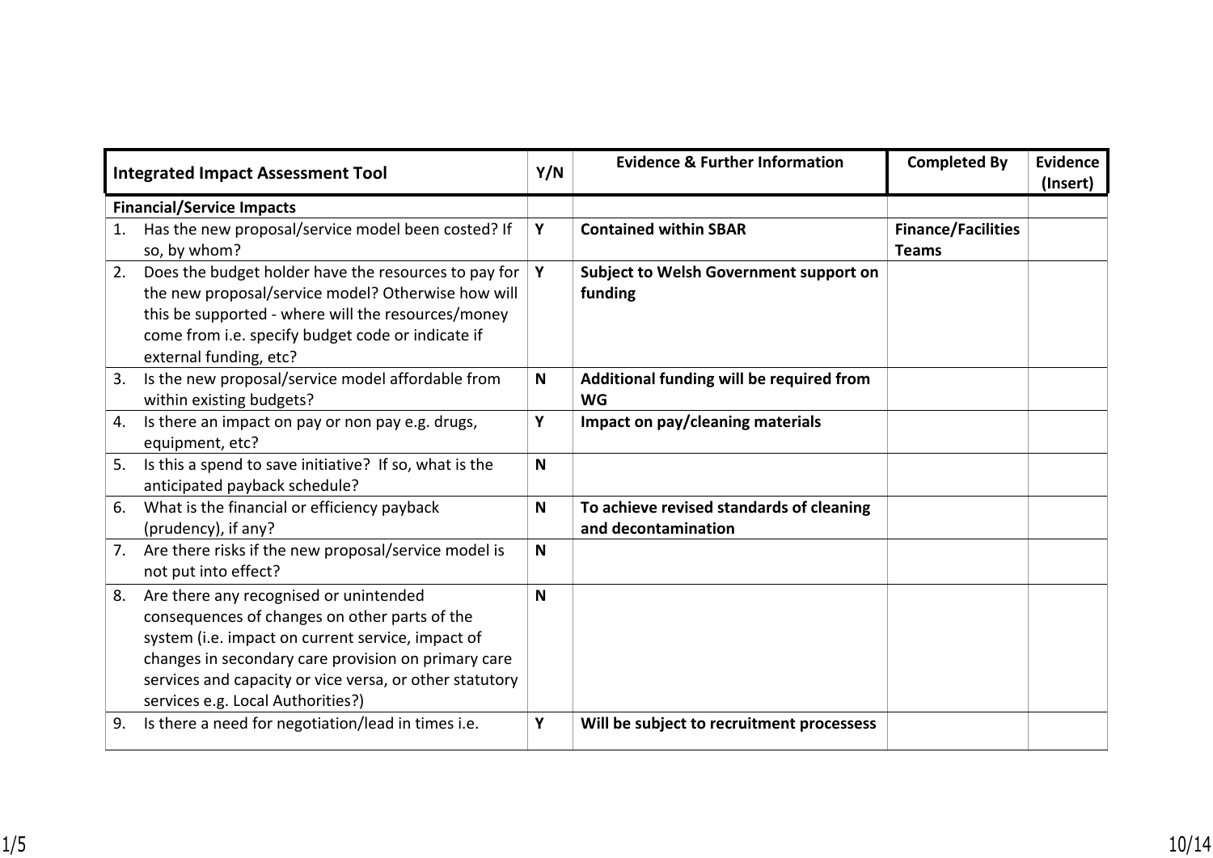| Integrated Impact Assessment Tool | Y/N | Evidence & Further Information | Completed By | Evidence (Insert) |
|---|---|---|---|---|
| **Financial/Service Impacts** | | | | |
| 1. Has the new proposal/service model been costed? If so, by whom? | **Y** | **Contained within SBAR** | **Finance/Facilities Teams** | |
| 2. Does the budget holder have the resources to pay for the new proposal/service model? Otherwise how will this be supported - where will the resources/money come from i.e. specify budget code or indicate if external funding, etc? | **Y** | **Subject to Welsh Government support on funding** | | |
| 3. Is the new proposal/service model affordable from within existing budgets? | **N** | **Additional funding will be required from WG** | | |
| 4. Is there an impact on pay or non pay e.g. drugs, equipment, etc? | **Y** | **Impact on pay/cleaning materials** | | |
| 5. Is this a spend to save initiative? If so, what is the anticipated payback schedule? | **N** | | | |
| 6. What is the financial or efficiency payback (prudency), if any? | **N** | **To achieve revised standards of cleaning and decontamination** | | |
| 7. Are there risks if the new proposal/service model is not put into effect? | **N** | | | |
| 8. Are there any recognised or unintended consequences of changes on other parts of the system (i.e. impact on current service, impact of changes in secondary care provision on primary care services and capacity or vice versa, or other statutory services e.g. Local Authorities?) | **N** | | | |
| 9. Is there a need for negotiation/lead in times i.e. | **Y** | **Will be subject to recruitment processess** | | |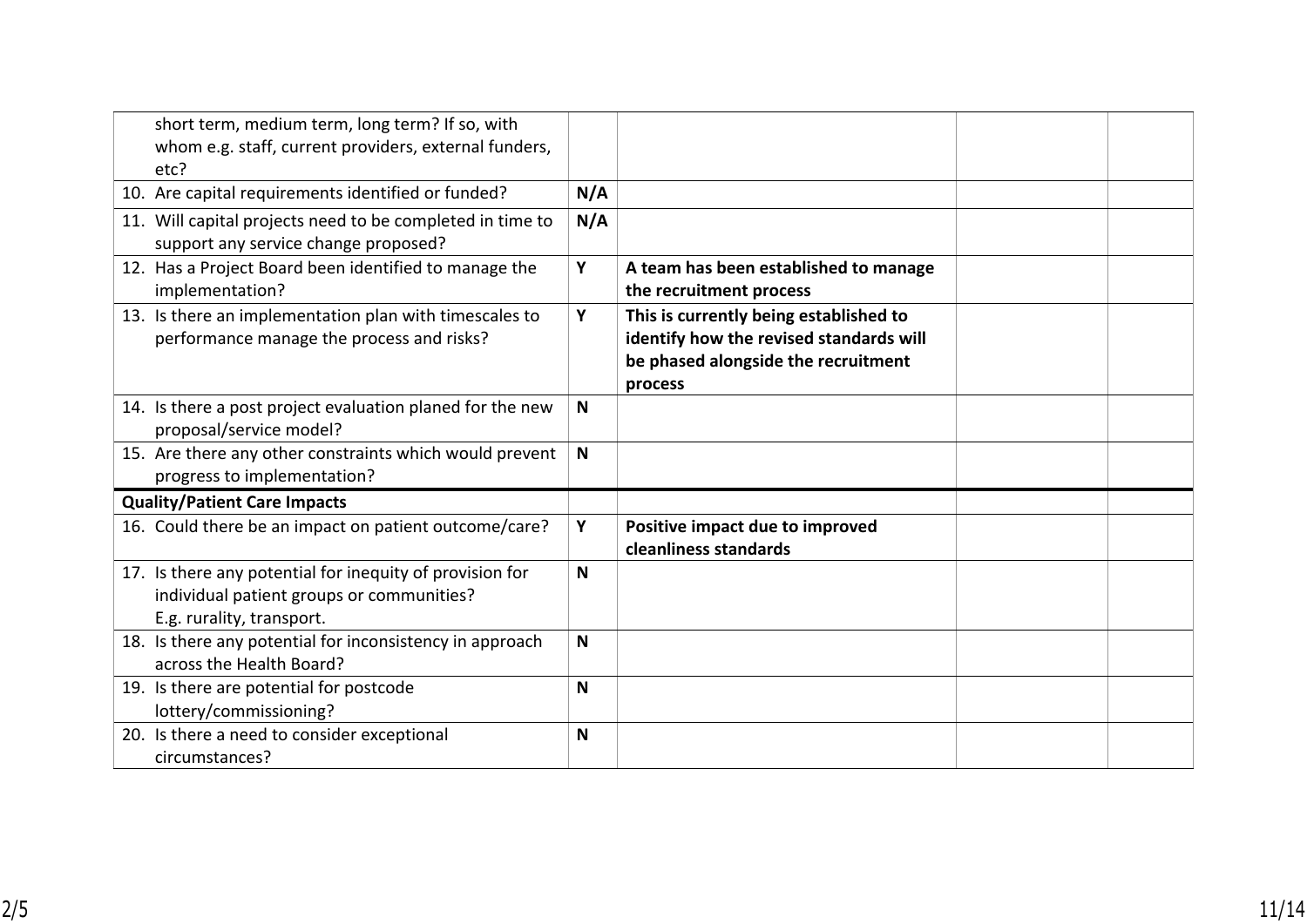| | | | | |
|---|---|---|---|---|
| short term, medium term, long term? If so, with whom e.g. staff, current providers, external funders, etc? | | | | |
| 10. Are capital requirements identified or funded? | **N/A** | | | |
| 11. Will capital projects need to be completed in time to support any service change proposed? | **N/A** | | | |
| 12. Has a Project Board been identified to manage the implementation? | **Y** | **A team has been established to manage the recruitment process** | | |
| 13. Is there an implementation plan with timescales to performance manage the process and risks? | **Y** | **This is currently being established to identify how the revised standards will be phased alongside the recruitment process** | | |
| 14. Is there a post project evaluation planed for the new proposal/service model? | **N** | | | |
| 15. Are there any other constraints which would prevent progress to implementation? | **N** | | | |
| **Quality/Patient Care Impacts** | | | | |
| 16. Could there be an impact on patient outcome/care? | **Y** | **Positive impact due to improved cleanliness standards** | | |
| 17. Is there any potential for inequity of provision for individual patient groups or communities? E.g. rurality, transport. | **N** | | | |
| 18. Is there any potential for inconsistency in approach across the Health Board? | **N** | | | |
| 19. Is there are potential for postcode lottery/commissioning? | **N** | | | |
| 20. Is there a need to consider exceptional circumstances? | **N** | | | |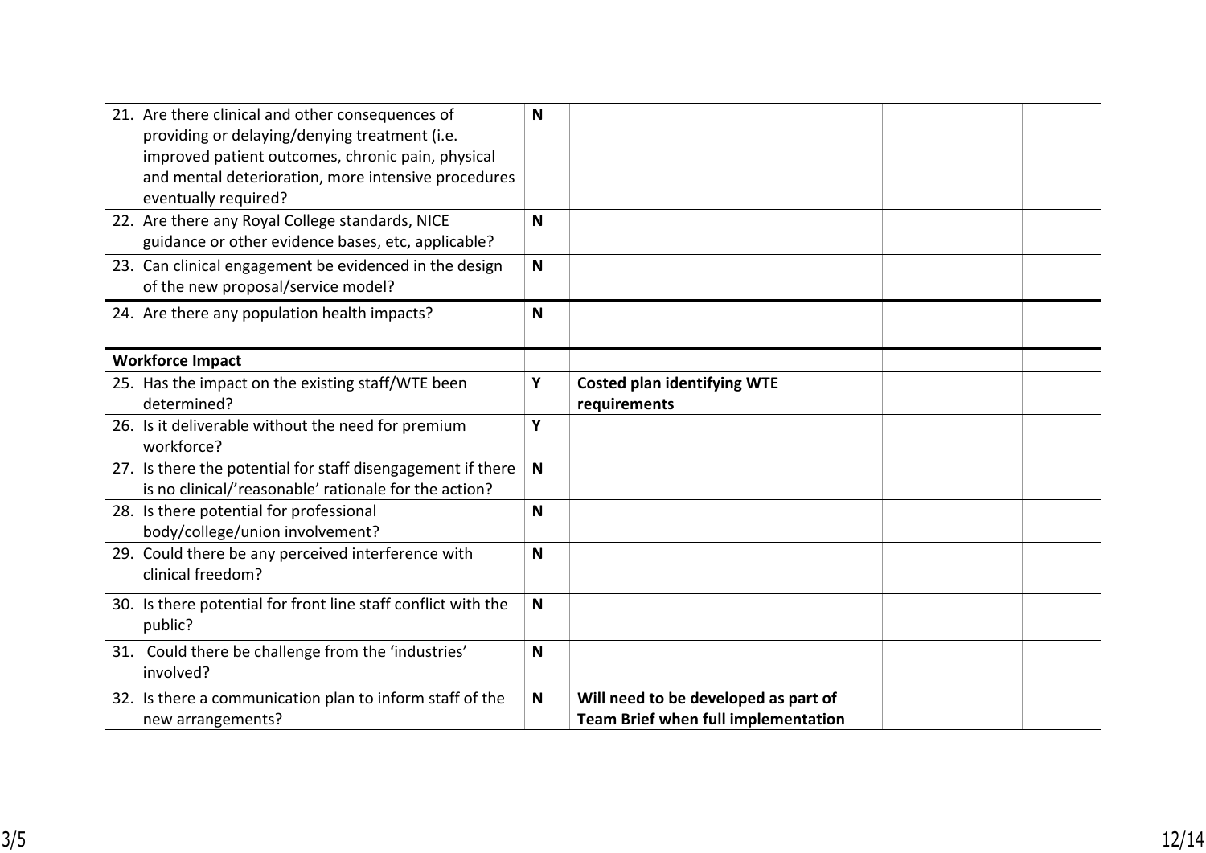| | | | | |
|---|---|---|---|---|
| 21. Are there clinical and other consequences of providing or delaying/denying treatment (i.e. improved patient outcomes, chronic pain, physical and mental deterioration, more intensive procedures eventually required? | **N** | | | |
| 22. Are there any Royal College standards, NICE guidance or other evidence bases, etc, applicable? | **N** | | | |
| 23. Can clinical engagement be evidenced in the design of the new proposal/service model? | **N** | | | |
| 24. Are there any population health impacts? | **N** | | | |
| **Workforce Impact** | | | | |
| 25. Has the impact on the existing staff/WTE been determined? | **Y** | **Costed plan identifying WTE requirements** | | |
| 26. Is it deliverable without the need for premium workforce? | **Y** | | | |
| 27. Is there the potential for staff disengagement if there is no clinical/'reasonable' rationale for the action? | **N** | | | |
| 28. Is there potential for professional body/college/union involvement? | **N** | | | |
| 29. Could there be any perceived interference with clinical freedom? | **N** | | | |
| 30. Is there potential for front line staff conflict with the public? | **N** | | | |
| 31. Could there be challenge from the 'industries' involved? | **N** | | | |
| 32. Is there a communication plan to inform staff of the new arrangements? | **N** | **Will need to be developed as part of Team Brief when full implementation** | | |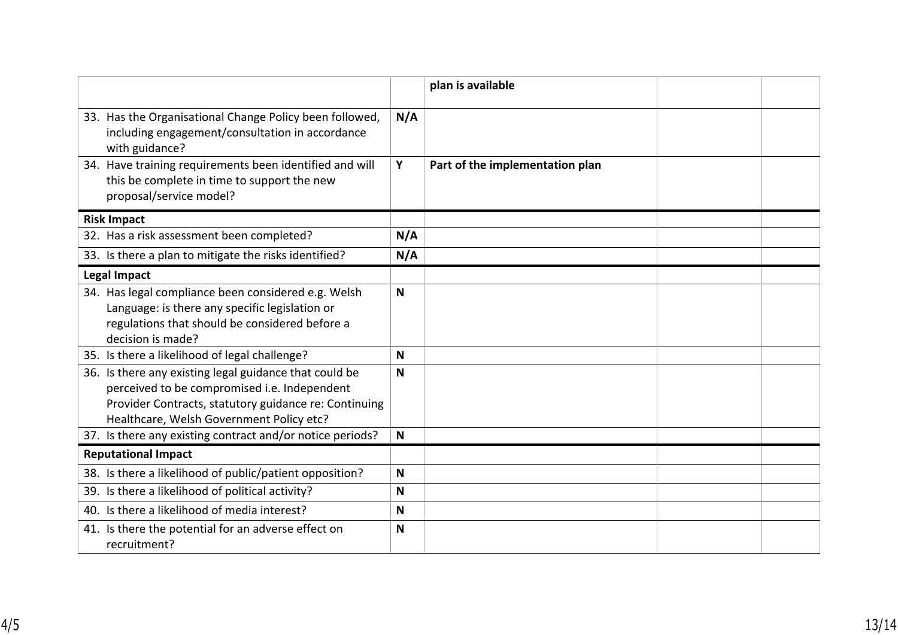| | | | | |
|---|---|---|---|---|
| | | **plan is available** | | |
| 33. Has the Organisational Change Policy been followed, including engagement/consultation in accordance with guidance? | **N/A** | | | |
| 34. Have training requirements been identified and will this be complete in time to support the new proposal/service model? | **Y** | **Part of the implementation plan** | | |
| **Risk Impact** | | | | |
| 32. Has a risk assessment been completed? | **N/A** | | | |
| 33. Is there a plan to mitigate the risks identified? | **N/A** | | | |
| **Legal Impact** | | | | |
| 34. Has legal compliance been considered e.g. Welsh Language: is there any specific legislation or regulations that should be considered before a decision is made? | **N** | | | |
| 35. Is there a likelihood of legal challenge? | **N** | | | |
| 36. Is there any existing legal guidance that could be perceived to be compromised i.e. Independent Provider Contracts, statutory guidance re: Continuing Healthcare, Welsh Government Policy etc? | **N** | | | |
| 37. Is there any existing contract and/or notice periods? | **N** | | | |
| **Reputational Impact** | | | | |
| 38. Is there a likelihood of public/patient opposition? | **N** | | | |
| 39. Is there a likelihood of political activity? | **N** | | | |
| 40. Is there a likelihood of media interest? | **N** | | | |
| 41. Is there the potential for an adverse effect on recruitment? | **N** | | | |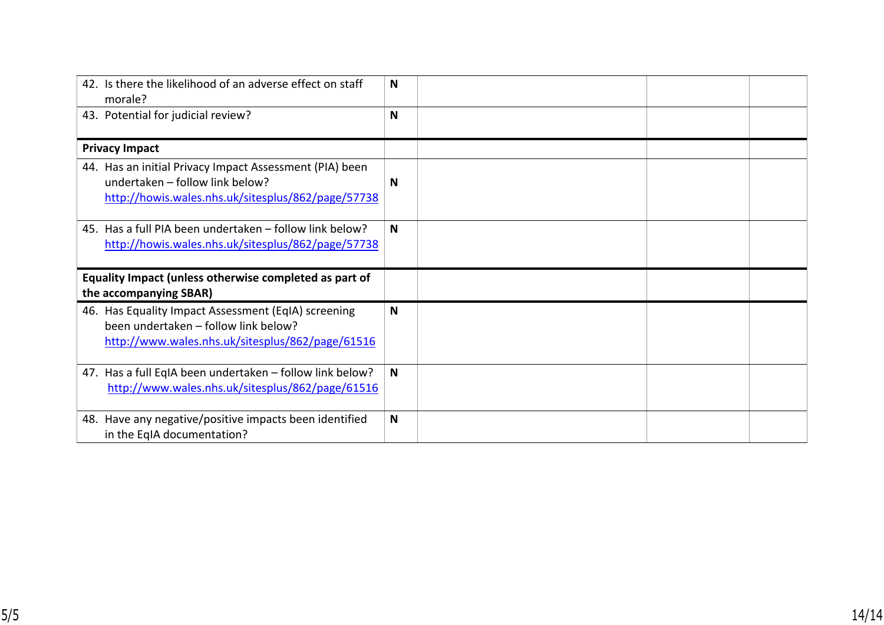| | | | | |
|---|---|---|---|---|
| 42. Is there the likelihood of an adverse effect on staff morale? | N | | | |
| 43. Potential for judicial review? | N | | | |
| **Privacy Impact** | | | | |
| 44. Has an initial Privacy Impact Assessment (PIA) been undertaken – follow link below? http://howis.wales.nhs.uk/sitesplus/862/page/57738 | N | | | |
| 45. Has a full PIA been undertaken – follow link below? http://howis.wales.nhs.uk/sitesplus/862/page/57738 | N | | | |
| **Equality Impact (unless otherwise completed as part of the accompanying SBAR)** | | | | |
| 46. Has Equality Impact Assessment (EqIA) screening been undertaken – follow link below? http://www.wales.nhs.uk/sitesplus/862/page/61516 | N | | | |
| 47. Has a full EqIA been undertaken – follow link below? http://www.wales.nhs.uk/sitesplus/862/page/61516 | N | | | |
| 48. Have any negative/positive impacts been identified in the EqIA documentation? | N | | | |